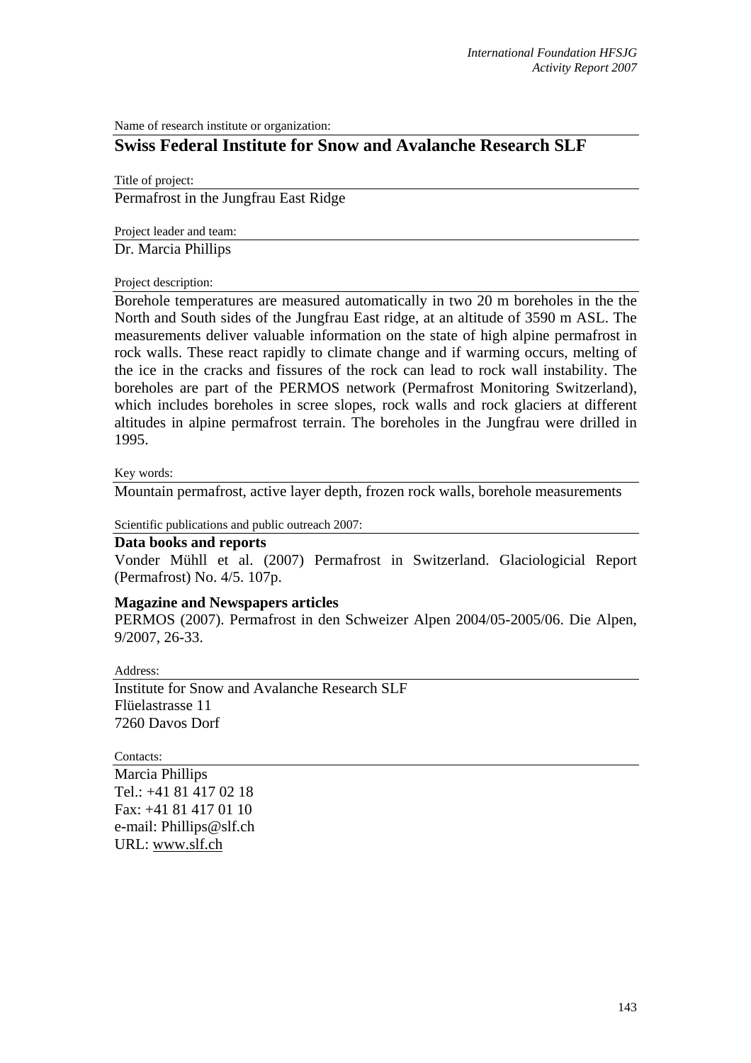Name of research institute or organization:

## Swiss Federal Institute for Snow and Avalanche Research SLF

Title of project:

Permafrost in the Jungfrau East Ridge

Project leader and team:

Dr. Marcia Phillips

Project description:

Borehole temperatures are measured automatically in two 20 m boreholes in the the North and South sides of the Jungfrau East ridge, at an altitude of 3590 m ASL. The measurements deliver valuable information on the state of high alpine permafrost in rock walls. These react rapidly to climate change and if warming occurs, melting of the ice in the cracks and fissures of the rock can lead to rock wall instability. The boreholes are part of the PERMOS network (Permafrost Monitoring Switzerland), which includes boreholes in scree slopes, rock walls and rock glaciers at different altitudes in alpine permafrost terrain. The boreholes in the Jungfrau were drilled in 1995.

Key words:

Mountain permafrost, active layer depth, frozen rock walls, borehole measurements

Scientific publications and public outreach 2007:

**Data books and reports**

Vonder Mühll et al. (2007) Permafrost in Switzerland. Glaciologicial Report (Permafrost) No. 4/5. 107p.

**Magazine and Newspapers articles**

PERMOS (2007). Permafrost in den Schweizer Alpen 2004/05-2005/06. Die Alpen, 9/2007, 26-33.

Address:

Institute for Snow and Avalanche Research SLF
Flüelastrasse 11
7260 Davos Dorf

Contacts:

Marcia Phillips
Tel.: +41 81 417 02 18
Fax: +41 81 417 01 10
e-mail: Phillips@slf.ch
URL: www.slf.ch